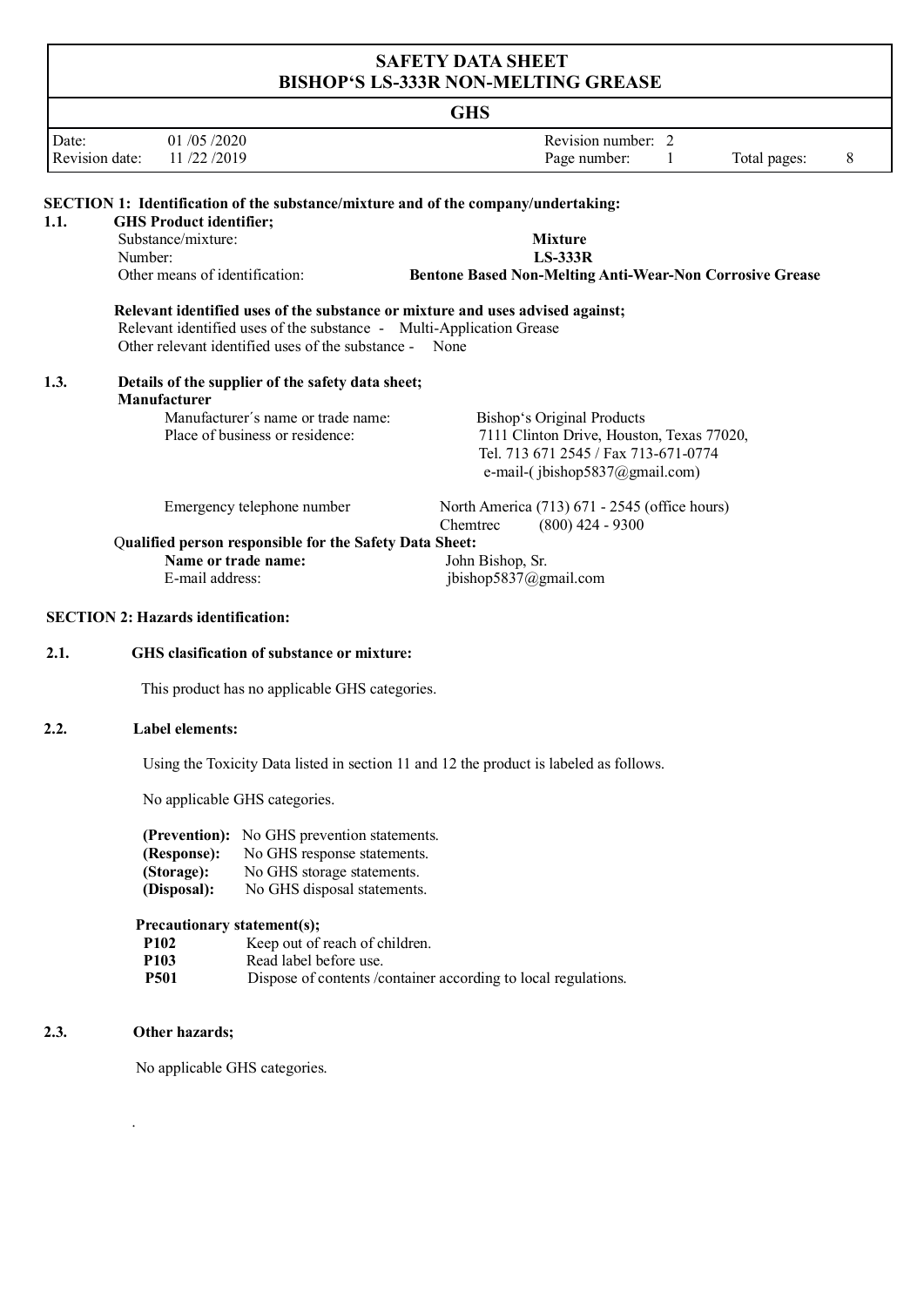# SAFETY DATA SHEET
# BISHOP'S LS-333R NON-MELTING GREASE

**GHS**

| Date: | 01 /05 /2020 | Revision number: | 2 |
|---|---|---|---|
| Revision date: | 11 /22 /2019 | | |

## SECTION 1: Identification of the substance/mixture and of the company/undertaking:

### 1.1. GHS Product identifier;

| | |
|---|---|
| Substance/mixture: | **Mixture** |
| Number: | **LS-333R** |
| Other means of identification: | **Bentone Based Non-Melting Anti-Wear-Non Corrosive Grease** |

**Relevant identified uses of the substance or mixture and uses advised against;**

Relevant identified uses of the substance - Multi-Application Grease

Other relevant identified uses of the substance - None

### 1.3. Details of the supplier of the safety data sheet;

**Manufacturer**

| | |
|---|---|
| Manufacturer´s name or trade name: | Bishop's Original Products |
| Place of business or residence: | 7111 Clinton Drive, Houston, Texas 77020, Tel. 713 671 2545 / Fax 713-671-0774 e-mail-( jbishop5837@gmail.com) |
| Emergency telephone number | North America (713) 671 - 2545 (office hours) Chemtrec (800) 424 - 9300 |

**Qualified person responsible for the Safety Data Sheet:**

| | |
|---|---|
| **Name or trade name:** | John Bishop, Sr. |
| E-mail address: | jbishop5837@gmail.com |

## SECTION 2: Hazards identification:

### 2.1. GHS clasification of substance or mixture:

This product has no applicable GHS categories.

### 2.2. Label elements:

Using the Toxicity Data listed in section 11 and 12 the product is labeled as follows.

No applicable GHS categories.

**(Prevention):** No GHS prevention statements.
**(Response):** No GHS response statements.
**(Storage):** No GHS storage statements.
**(Disposal):** No GHS disposal statements.

**Precautionary statement(s);**

| | |
|---|---|
| **P102** | Keep out of reach of children. |
| **P103** | Read label before use. |
| **P501** | Dispose of contents /container according to local regulations. |

### 2.3. Other hazards;

No applicable GHS categories.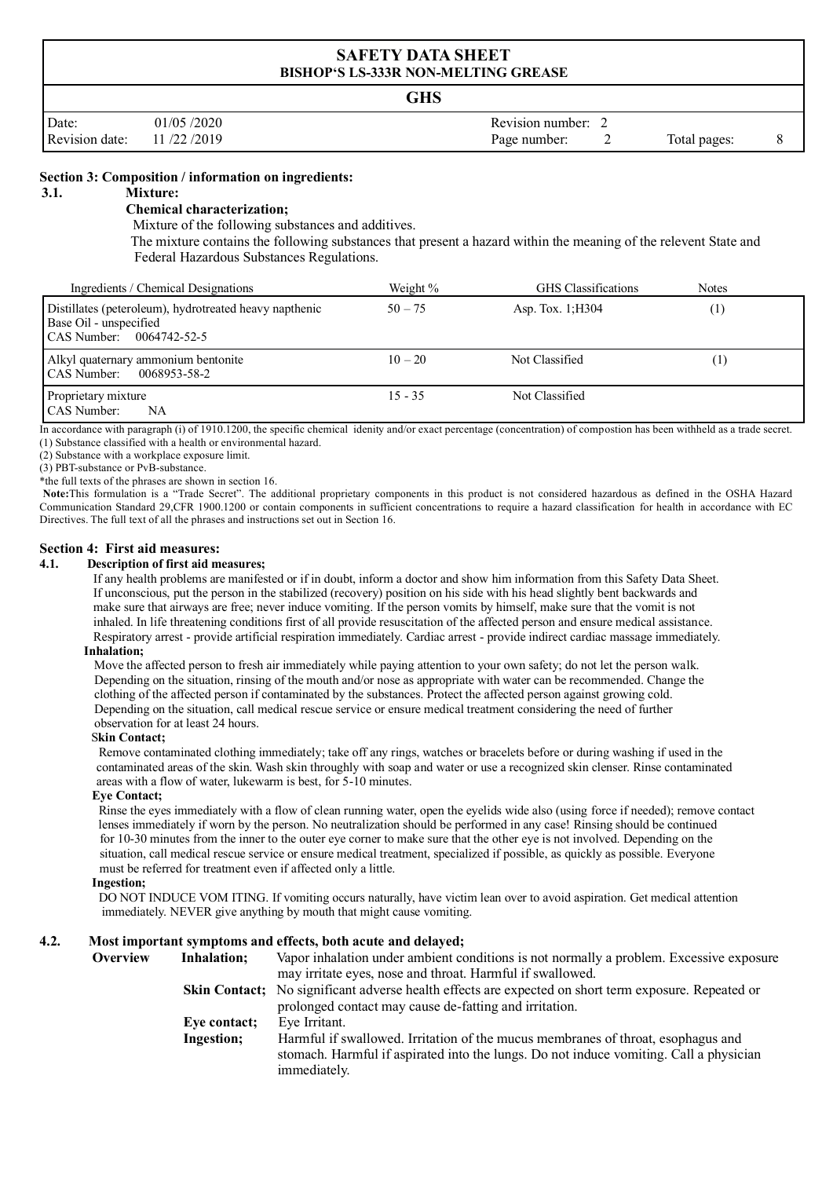## Section 3: Composition / information on ingredients:

### 3.1. Mixture:

**Chemical characterization;**

Mixture of the following substances and additives.

The mixture contains the following substances that present a hazard within the meaning of the relevent State and Federal Hazardous Substances Regulations.

| Ingredients / Chemical Designations | Weight % | GHS Classifications | Notes |
|---|---|---|---|
| Distillates (petereoleum), hydrotreated heavy napthenic Base Oil - unspecified CAS Number: 0064742-52-5 | 50 – 75 | Asp. Tox. 1;H304 | (1) |
| Alkyl quaternary ammonium bentonite CAS Number: 0068953-58-2 | 10 – 20 | Not Classified | (1) |
| Proprietary mixture CAS Number: NA | 15 - 35 | Not Classified | |

In accordance with paragraph (i) of 1910.1200, the specific chemical idenity and/or exact percentage (concentration) of compostion has been withheld as a trade secret.
(1) Substance classified with a health or environmental hazard.
(2) Substance with a workplace exposure limit.
(3) PBT-substance or PvB-substance.
*the full texts of the phrases are shown in section 16.

**Note:**This formulation is a "Trade Secret". The additional proprietary components in this product is not considered hazardous as defined in the OSHA Hazard Communication Standard 29,CFR 1900.1200 or contain components in sufficient concentrations to require a hazard classification for health in accordance with EC Directives. The full text of all the phrases and instructions set out in Section 16.

## Section 4: First aid measures:

### 4.1. Description of first aid measures;

If any health problems are manifested or if in doubt, inform a doctor and show him information from this Safety Data Sheet. If unconscious, put the person in the stabilized (recovery) position on his side with his head slightly bent backwards and make sure that airways are free; never induce vomiting. If the person vomits by himself, make sure that the vomit is not inhaled. In life threatening conditions first of all provide resuscitation of the affected person and ensure medical assistance. Respiratory arrest - provide artificial respiration immediately. Cardiac arrest - provide indirect cardiac massage immediately.

**Inhalation;**

Move the affected person to fresh air immediately while paying attention to your own safety; do not let the person walk. Depending on the situation, rinsing of the mouth and/or nose as appropriate with water can be recommended. Change the clothing of the affected person if contaminated by the substances. Protect the affected person against growing cold. Depending on the situation, call medical rescue service or ensure medical treatment considering the need of further observation for at least 24 hours.

**Skin Contact;**

Remove contaminated clothing immediately; take off any rings, watches or bracelets before or during washing if used in the contaminated areas of the skin. Wash skin throughly with soap and water or use a recognized skin clenser. Rinse contaminated areas with a flow of water, lukewarm is best, for 5-10 minutes.

**Eye Contact;**

Rinse the eyes immediately with a flow of clean running water, open the eyelids wide also (using force if needed); remove contact lenses immediately if worn by the person. No neutralization should be performed in any case! Rinsing should be continued for 10-30 minutes from the inner to the outer eye corner to make sure that the other eye is not involved. Depending on the situation, call medical rescue service or ensure medical treatment, specialized if possible, as quickly as possible. Everyone must be referred for treatment even if affected only a little.

**Ingestion;**

DO NOT INDUCE VOM ITING. If vomiting occurs naturally, have victim lean over to avoid aspiration. Get medical attention immediately. NEVER give anything by mouth that might cause vomiting.

### 4.2. Most important symptoms and effects, both acute and delayed;

**Overview**

**Inhalation;** Vapor inhalation under ambient conditions is not normally a problem. Excessive exposure may irritate eyes, nose and throat. Harmful if swallowed.

**Skin Contact;** No significant adverse health effects are expected on short term exposure. Repeated or prolonged contact may cause de-fatting and irritation.

**Eye contact;** Eye Irritant.

**Ingestion;** Harmful if swallowed. Irritation of the mucus membranes of throat, esophagus and stomach. Harmful if aspirated into the lungs. Do not induce vomiting. Call a physician immediately.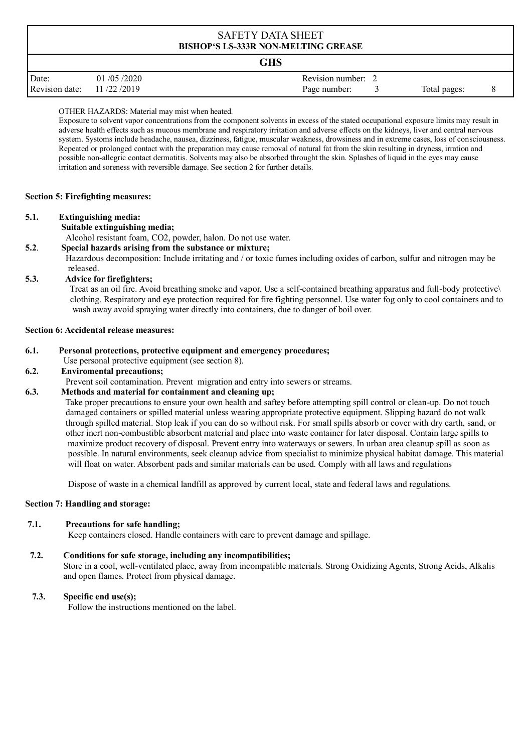OTHER HAZARDS: Material may mist when heated.

Exposure to solvent vapor concentrations from the component solvents in excess of the stated occupational exposure limits may result in adverse health effects such as mucous membrane and respiratory irritation and adverse effects on the kidneys, liver and central nervous system. Systoms include headache, nausea, dizziness, fatigue, muscular weakness, drowsiness and in extreme cases, loss of consciousness. Repeated or prolonged contact with the preparation may cause removal of natural fat from the skin resulting in dryness, irration and possible non-allegric contact dermatitis. Solvents may also be absorbed throught the skin. Splashes of liquid in the eyes may cause irritation and soreness with reversible damage. See section 2 for further details.

### Section 5: Firefighting measures:

**5.1. Extinguishing media:**

**Suitable extinguishing media;**

Alcohol resistant foam, $CO_2$, powder, halon. Do not use water.

**5.2. Special hazards arising from the substance or mixture;**

Hazardous decomposition: Include irritating and / or toxic fumes including oxides of carbon, sulfur and nitrogen may be released.

**5.3. Advice for firefighters;**

Treat as an oil fire. Avoid breathing smoke and vapor. Use a self-contained breathing apparatus and full-body protective\ clothing. Respiratory and eye protection required for fire fighting personnel. Use water fog only to cool containers and to wash away avoid spraying water directly into containers, due to danger of boil over.

### Section 6: Accidental release measures:

**6.1. Personal protections, protective equipment and emergency procedures;**

Use personal protective equipment (see section 8).

**6.2. Enviromental precautions;**

Prevent soil contamination. Prevent migration and entry into sewers or streams.

**6.3. Methods and material for containment and cleaning up;**

Take proper precautions to ensure your own health and saftey before attempting spill control or clean-up. Do not touch damaged containers or spilled material unless wearing appropriate protective equipment. Slipping hazard do not walk through spilled material. Stop leak if you can do so without risk. For small spills absorb or cover with dry earth, sand, or other inert non-combustible absorbent material and place into waste container for later disposal. Contain large spills to maximize product recovery of disposal. Prevent entry into waterways or sewers. In urban area cleanup spill as soon as possible. In natural environments, seek cleanup advice from specialist to minimize physical habitat damage. This material will float on water. Absorbent pads and similar materials can be used. Comply with all laws and regulations

Dispose of waste in a chemical landfill as approved by current local, state and federal laws and regulations.

### Section 7: Handling and storage:

**7.1. Precautions for safe handling;**

Keep containers closed. Handle containers with care to prevent damage and spillage.

**7.2. Conditions for safe storage, including any incompatibilities;**

Store in a cool, well-ventilated place, away from incompatible materials. Strong Oxidizing Agents, Strong Acids, Alkalis and open flames. Protect from physical damage.

**7.3. Specific end use(s);**

Follow the instructions mentioned on the label.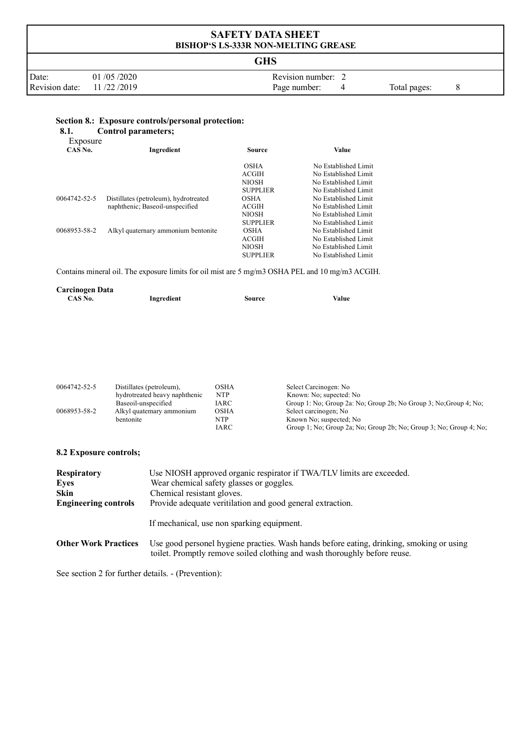## Section 8.: Exposure controls/personal protection:

### 8.1. Control parameters;

Exposure

| CAS No. | Ingredient | Source | Value |
|---|---|---|---|
| | | OSHA | No Established Limit |
| | | ACGIH | No Established Limit |
| | | NIOSH | No Established Limit |
| | | SUPPLIER | No Established Limit |
| 0064742-52-5 | Distillates (petroleum), hydrotreated naphthenic; Baseoil-unspecified | OSHA | No Established Limit |
| | | ACGIH | No Established Limit |
| | | NIOSH | No Established Limit |
| | | SUPPLIER | No Established Limit |
| 0068953-58-2 | Alkyl quaternary ammonium bentonite | OSHA | No Established Limit |
| | | ACGIH | No Established Limit |
| | | NIOSH | No Established Limit |
| | | SUPPLIER | No Established Limit |

Contains mineral oil. The exposure limits for oil mist are 5 mg/m3 OSHA PEL and 10 mg/m3 ACGIH.

**Carcinogen Data**

| CAS No. | Ingredient | Source | Value |
|---|---|---|---|
| 0064742-52-5 | Distillates (petroleum), hydrotreated heavy naphthenic Baseoil-unspecified | OSHA | Select Carcinogen: No |
| | | NTP | Known: No; supected: No |
| | | IARC | Group 1: No; Group 2a: No; Group 2b; No Group 3; No;Group 4; No; |
| 0068953-58-2 | Alkyl quatemary ammonium bentonite | OSHA | Select carcinogen; No |
| | | NTP | Known No; suspected; No |
| | | IARC | Group 1; No; Group 2a; No; Group 2b; No; Group 3; No; Group 4; No; |

### 8.2 Exposure controls;

**Respiratory** Use NIOSH approved organic respirator if TWA/TLV limits are exceeded.

**Eyes** Wear chemical safety glasses or goggles.

**Skin** Chemical resistant gloves.

**Engineering controls** Provide adequate veritilation and good general extraction.

If mechanical, use non sparking equipment.

**Other Work Practices** Use good personel hygiene practies. Wash hands before eating, drinking, smoking or using toilet. Promptly remove soiled clothing and wash thoroughly before reuse.

See section 2 for further details. - (Prevention):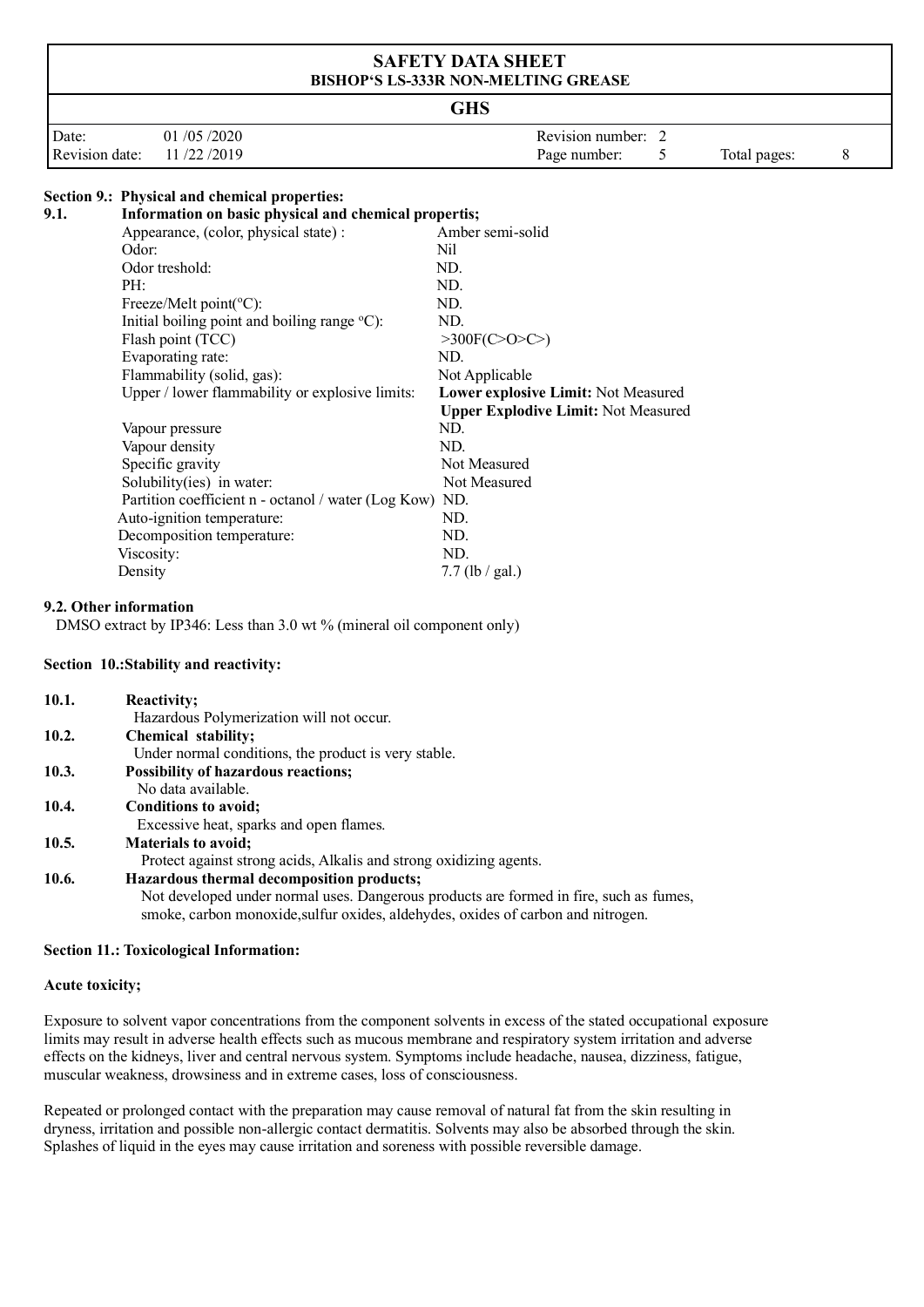## Section 9.: Physical and chemical properties:

### 9.1. Information on basic physical and chemical propertis;

| Property | Value |
|---|---|
| Appearance, (color, physical state) : | Amber semi-solid |
| Odor: | Nil |
| Odor treshold: | ND. |
| PH: | ND. |
| Freeze/Melt point(°C): | ND. |
| Initial boiling point and boiling range °C): | ND. |
| Flash point (TCC) | >300F(C>O>C>) |
| Evaporating rate: | ND. |
| Flammability (solid, gas): | Not Applicable |
| Upper / lower flammability or explosive limits: | **Lower explosive Limit:** Not Measured<br>**Upper Explodive Limit:** Not Measured |
| Vapour pressure | ND. |
| Vapour density | ND. |
| Specific gravity | Not Measured |
| Solubility(ies) in water: | Not Measured |
| Partition coefficient n - octanol / water (Log Kow) | ND. |
| Auto-ignition temperature: | ND. |
| Decomposition temperature: | ND. |
| Viscosity: | ND. |
| Density | 7.7 (lb / gal.) |

### 9.2. Other information

DMSO extract by IP346: Less than 3.0 wt % (mineral oil component only)

## Section 10.:Stability and reactivity:

**10.1. Reactivity;**
Hazardous Polymerization will not occur.

**10.2. Chemical stability;**
Under normal conditions, the product is very stable.

**10.3. Possibility of hazardous reactions;**
No data available.

**10.4. Conditions to avoid;**
Excessive heat, sparks and open flames.

**10.5. Materials to avoid;**
Protect against strong acids, Alkalis and strong oxidizing agents.

**10.6. Hazardous thermal decomposition products;**
Not developed under normal uses. Dangerous products are formed in fire, such as fumes, smoke, carbon monoxide,sulfur oxides, aldehydes, oxides of carbon and nitrogen.

## Section 11.: Toxicological Information:

**Acute toxicity;**

Exposure to solvent vapor concentrations from the component solvents in excess of the stated occupational exposure limits may result in adverse health effects such as mucous membrane and respiratory system irritation and adverse effects on the kidneys, liver and central nervous system. Symptoms include headache, nausea, dizziness, fatigue, muscular weakness, drowsiness and in extreme cases, loss of consciousness.

Repeated or prolonged contact with the preparation may cause removal of natural fat from the skin resulting in dryness, irritation and possible non-allergic contact dermatitis. Solvents may also be absorbed through the skin. Splashes of liquid in the eyes may cause irritation and soreness with possible reversible damage.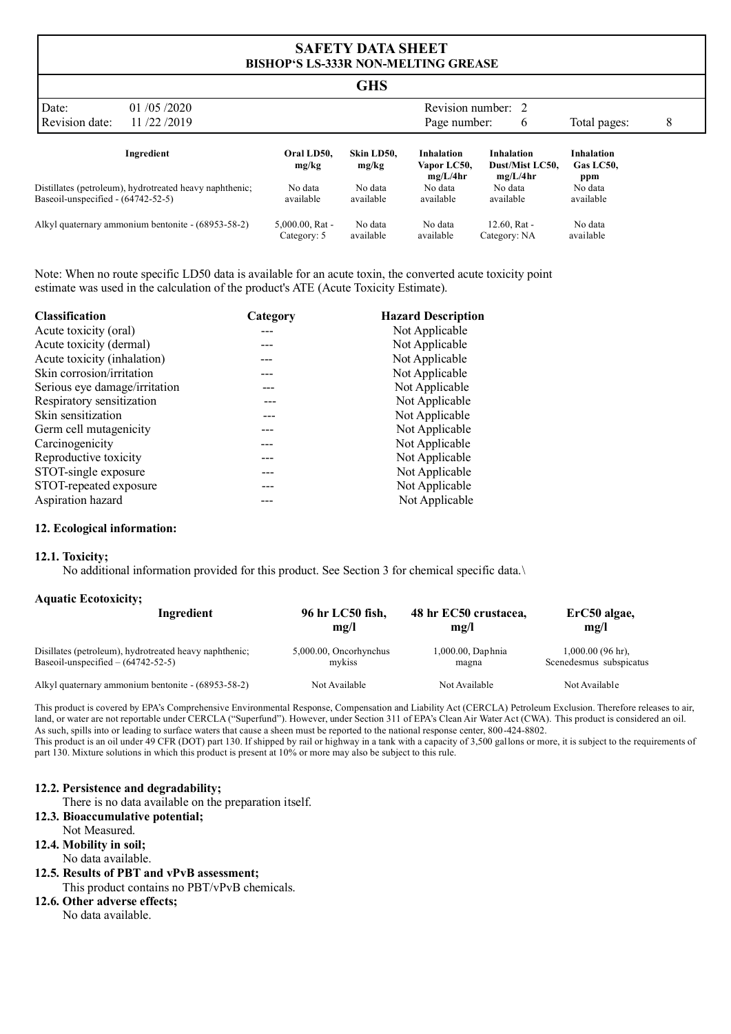| Ingredient | Oral LD50, mg/kg | Skin LD50, mg/kg | Inhalation Vapor LC50, mg/L/4hr | Inhalation Dust/Mist LC50, mg/L/4hr | Inhalation Gas LC50, ppm |
|---|---|---|---|---|---|
| Distillates (petroleum), hydrotreated heavy naphthenic; Baseoil-unspecified - (64742-52-5) | No data available | No data available | No data available | No data available | No data available |
| Alkyl quaternary ammonium bentonite - (68953-58-2) | 5,000.00, Rat - Category: 5 | No data available | No data available | 12.60, Rat - Category: NA | No data available |

Note: When no route specific LD50 data is available for an acute toxin, the converted acute toxicity point estimate was used in the calculation of the product's ATE (Acute Toxicity Estimate).

| Classification | Category | Hazard Description |
|---|---|---|
| Acute toxicity (oral) | --- | Not Applicable |
| Acute toxicity (dermal) | --- | Not Applicable |
| Acute toxicity (inhalation) | --- | Not Applicable |
| Skin corrosion/irritation | --- | Not Applicable |
| Serious eye damage/irritation | --- | Not Applicable |
| Respiratory sensitization | --- | Not Applicable |
| Skin sensitization | --- | Not Applicable |
| Germ cell mutagenicity | --- | Not Applicable |
| Carcinogenicity | --- | Not Applicable |
| Reproductive toxicity | --- | Not Applicable |
| STOT-single exposure | --- | Not Applicable |
| STOT-repeated exposure | --- | Not Applicable |
| Aspiration hazard | --- | Not Applicable |

## 12. Ecological information:

### 12.1. Toxicity;

No additional information provided for this product. See Section 3 for chemical specific data.\

**Aquatic Ecotoxicity;**

| Ingredient | 96 hr LC50 fish, mg/l | 48 hr EC50 crustacea, mg/l | ErC50 algae, mg/l |
|---|---|---|---|
| Disillates (petroleum), hydrotreated heavy naphthenic; Baseoil-unspecified – (64742-52-5) | 5,000.00, Oncorhynchus mykiss | 1,000.00, Daphnia magna | 1,000.00 (96 hr), Scenedesmus subspicatus |
| Alkyl quaternary ammonium bentonite - (68953-58-2) | Not Available | Not Available | Not Available |

This product is covered by EPA's Comprehensive Environmental Response, Compensation and Liability Act (CERCLA) Petroleum Exclusion. Therefore releases to air, land, or water are not reportable under CERCLA ("Superfund"). However, under Section 311 of EPA's Clean Air Water Act (CWA). This product is considered an oil. As such, spills into or leading to surface waters that cause a sheen must be reported to the national response center, 800-424-8802.
This product is an oil under 49 CFR (DOT) part 130. If shipped by rail or highway in a tank with a capacity of 3,500 gallons or more, it is subject to the requirements of part 130. Mixture solutions in which this product is present at 10% or more may also be subject to this rule.

### 12.2. Persistence and degradability;

There is no data available on the preparation itself.

### 12.3. Bioaccumulative potential;

Not Measured.

### 12.4. Mobility in soil;

No data available.

### 12.5. Results of PBT and vPvB assessment;

This product contains no PBT/vPvB chemicals.

### 12.6. Other adverse effects;

No data available.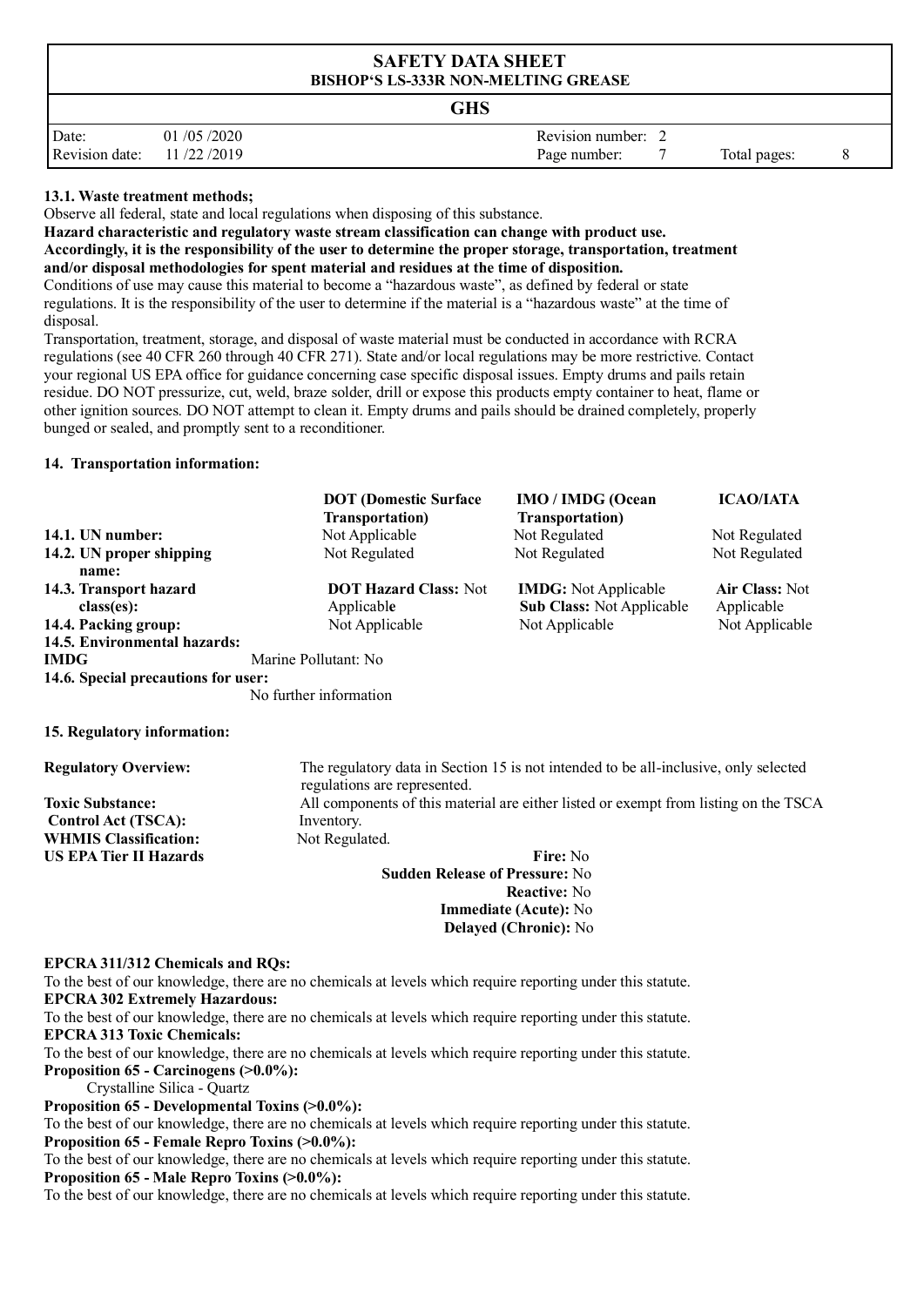**13.1. Waste treatment methods;**

Observe all federal, state and local regulations when disposing of this substance.

**Hazard characteristic and regulatory waste stream classification can change with product use. Accordingly, it is the responsibility of the user to determine the proper storage, transportation, treatment and/or disposal methodologies for spent material and residues at the time of disposition.**

Conditions of use may cause this material to become a "hazardous waste", as defined by federal or state regulations. It is the responsibility of the user to determine if the material is a "hazardous waste" at the time of disposal.

Transportation, treatment, storage, and disposal of waste material must be conducted in accordance with RCRA regulations (see 40 CFR 260 through 40 CFR 271). State and/or local regulations may be more restrictive. Contact your regional US EPA office for guidance concerning case specific disposal issues. Empty drums and pails retain residue. DO NOT pressurize, cut, weld, braze solder, drill or expose this products empty container to heat, flame or other ignition sources. DO NOT attempt to clean it. Empty drums and pails should be drained completely, properly bunged or sealed, and promptly sent to a reconditioner.

**14. Transportation information:**

| | **DOT (Domestic Surface Transportation)** | **IMO / IMDG (Ocean Transportation)** | **ICAO/IATA** |
|---|---|---|---|
| **14.1. UN number:** | Not Applicable | Not Regulated | Not Regulated |
| **14.2. UN proper shipping name:** | Not Regulated | Not Regulated | Not Regulated |
| **14.3. Transport hazard class(es):** | **DOT Hazard Class:** Not Applicable | **IMDG:** Not Applicable<br>**Sub Class:** Not Applicable | **Air Class:** Not Applicable |
| **14.4. Packing group:** | Not Applicable | Not Applicable | Not Applicable |

**14.5. Environmental hazards:**

**IMDG** Marine Pollutant: No

**14.6. Special precautions for user:**

No further information

**15. Regulatory information:**

**Regulatory Overview:** The regulatory data in Section 15 is not intended to be all-inclusive, only selected regulations are represented.

**Toxic Substance: Control Act (TSCA):** All components of this material are either listed or exempt from listing on the TSCA Inventory.

**WHMIS Classification:** Not Regulated.

**US EPA Tier II Hazards**

**Fire:** No
**Sudden Release of Pressure:** No
**Reactive:** No
**Immediate (Acute):** No
**Delayed (Chronic):** No

**EPCRA 311/312 Chemicals and RQs:**

To the best of our knowledge, there are no chemicals at levels which require reporting under this statute.

**EPCRA 302 Extremely Hazardous:**

To the best of our knowledge, there are no chemicals at levels which require reporting under this statute.

**EPCRA 313 Toxic Chemicals:**

To the best of our knowledge, there are no chemicals at levels which require reporting under this statute.

**Proposition 65 - Carcinogens (>0.0%):**

Crystalline Silica - Quartz

**Proposition 65 - Developmental Toxins (>0.0%):**

To the best of our knowledge, there are no chemicals at levels which require reporting under this statute.

**Proposition 65 - Female Repro Toxins (>0.0%):**

To the best of our knowledge, there are no chemicals at levels which require reporting under this statute.

**Proposition 65 - Male Repro Toxins (>0.0%):**

To the best of our knowledge, there are no chemicals at levels which require reporting under this statute.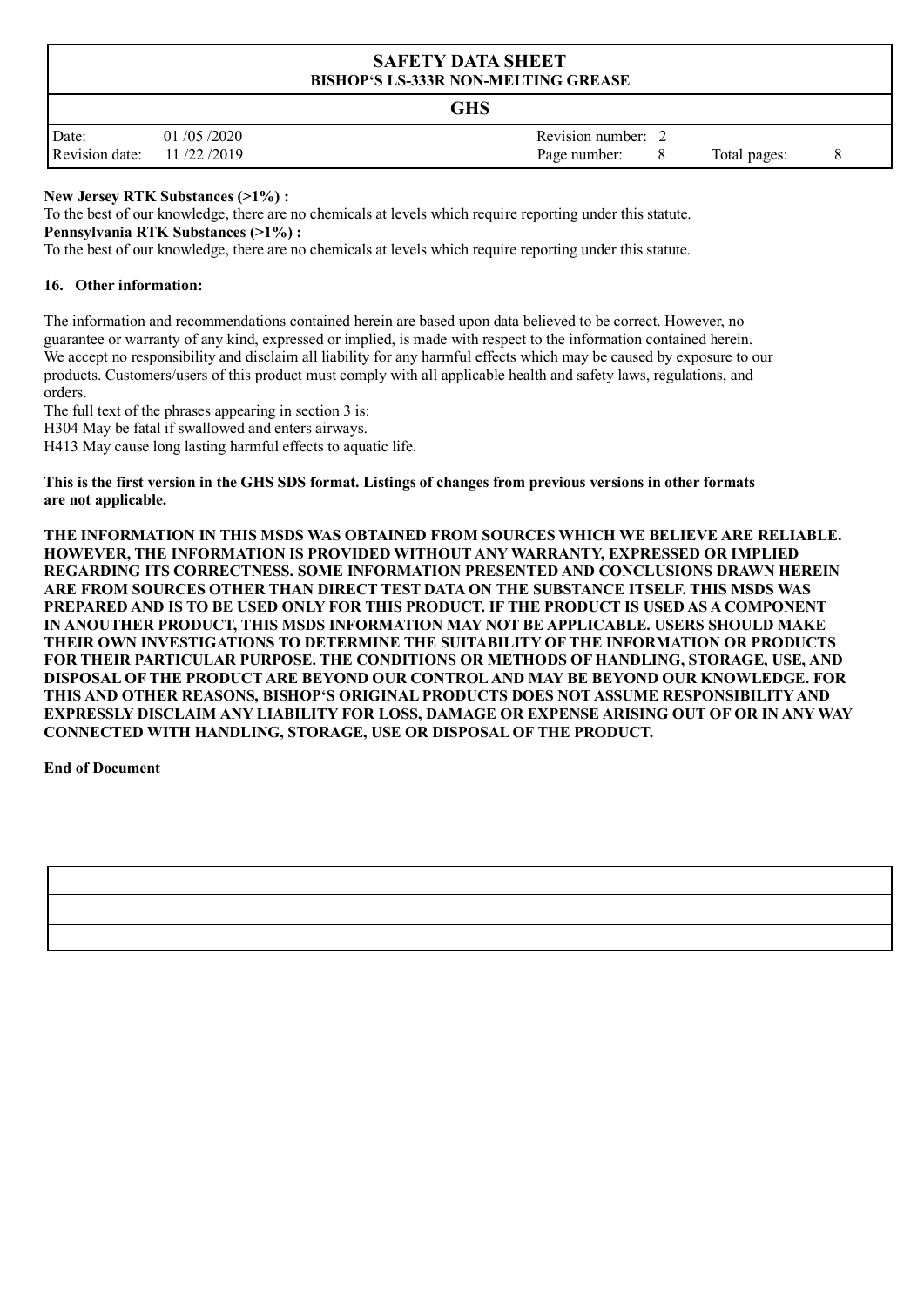**New Jersey RTK Substances (>1%) :**

To the best of our knowledge, there are no chemicals at levels which require reporting under this statute.

**Pennsylvania RTK Substances (>1%) :**

To the best of our knowledge, there are no chemicals at levels which require reporting under this statute.

## 16. Other information:

The information and recommendations contained herein are based upon data believed to be correct. However, no guarantee or warranty of any kind, expressed or implied, is made with respect to the information contained herein. We accept no responsibility and disclaim all liability for any harmful effects which may be caused by exposure to our products. Customers/users of this product must comply with all applicable health and safety laws, regulations, and orders.

The full text of the phrases appearing in section 3 is:

H304 May be fatal if swallowed and enters airways.

H413 May cause long lasting harmful effects to aquatic life.

**This is the first version in the GHS SDS format. Listings of changes from previous versions in other formats are not applicable.**

**THE INFORMATION IN THIS MSDS WAS OBTAINED FROM SOURCES WHICH WE BELIEVE ARE RELIABLE. HOWEVER, THE INFORMATION IS PROVIDED WITHOUT ANY WARRANTY, EXPRESSED OR IMPLIED REGARDING ITS CORRECTNESS. SOME INFORMATION PRESENTED AND CONCLUSIONS DRAWN HEREIN ARE FROM SOURCES OTHER THAN DIRECT TEST DATA ON THE SUBSTANCE ITSELF. THIS MSDS WAS PREPARED AND IS TO BE USED ONLY FOR THIS PRODUCT. IF THE PRODUCT IS USED AS A COMPONENT IN ANOUTHER PRODUCT, THIS MSDS INFORMATION MAY NOT BE APPLICABLE. USERS SHOULD MAKE THEIR OWN INVESTIGATIONS TO DETERMINE THE SUITABILITY OF THE INFORMATION OR PRODUCTS FOR THEIR PARTICULAR PURPOSE. THE CONDITIONS OR METHODS OF HANDLING, STORAGE, USE, AND DISPOSAL OF THE PRODUCT ARE BEYOND OUR CONTROL AND MAY BE BEYOND OUR KNOWLEDGE. FOR THIS AND OTHER REASONS, BISHOP'S ORIGINAL PRODUCTS DOES NOT ASSUME RESPONSIBILITY AND EXPRESSLY DISCLAIM ANY LIABILITY FOR LOSS, DAMAGE OR EXPENSE ARISING OUT OF OR IN ANY WAY CONNECTED WITH HANDLING, STORAGE, USE OR DISPOSAL OF THE PRODUCT.**

**End of Document**